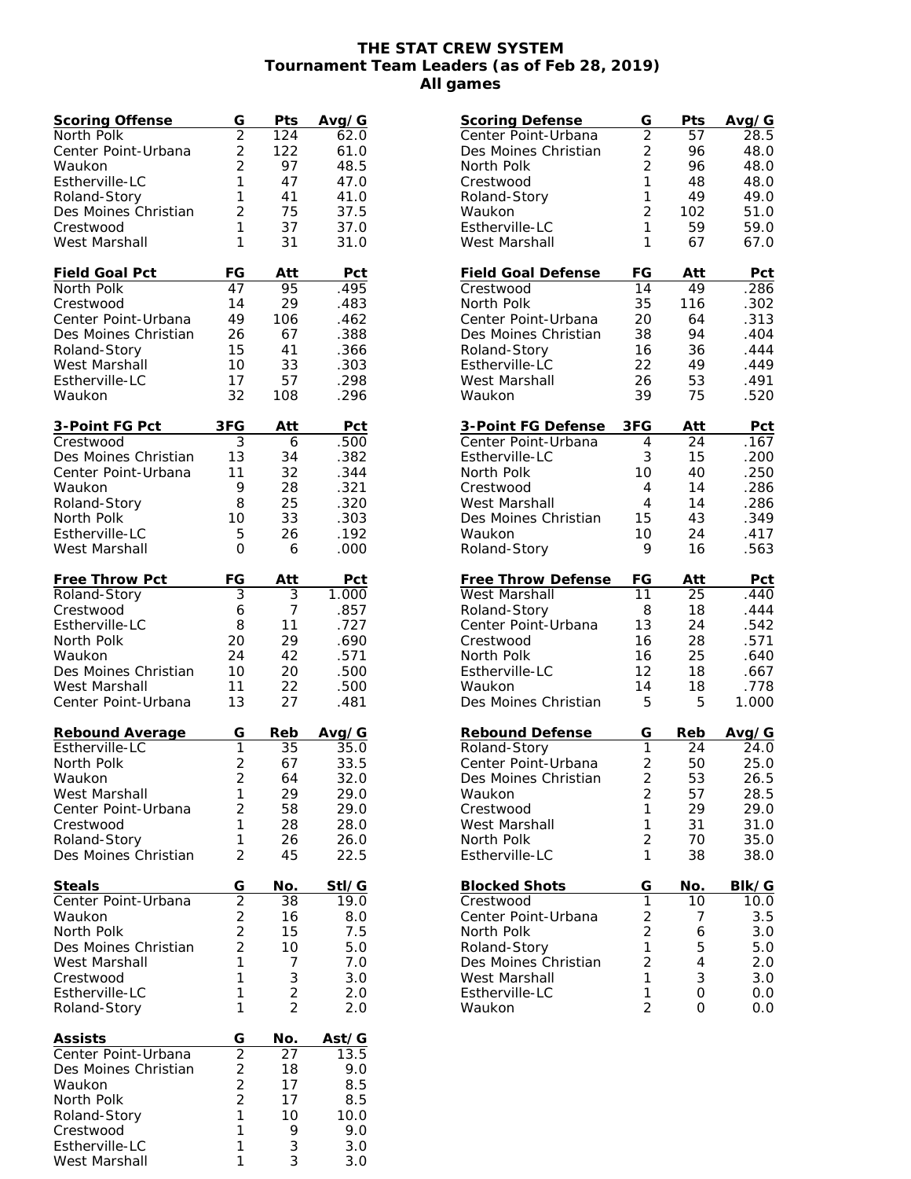# THE STAT CREW SYSTEM
## Tournament Team Leaders (as of Feb 28, 2019)
## All games

| Scoring Offense | G | Pts | Avg/G |
|---|---|---|---|
| North Polk | 2 | 124 | 62.0 |
| Center Point-Urbana | 2 | 122 | 61.0 |
| Waukon | 2 | 97 | 48.5 |
| Estherville-LC | 1 | 47 | 47.0 |
| Roland-Story | 1 | 41 | 41.0 |
| Des Moines Christian | 2 | 75 | 37.5 |
| Crestwood | 1 | 37 | 37.0 |
| West Marshall | 1 | 31 | 31.0 |

| Scoring Defense | G | Pts | Avg/G |
|---|---|---|---|
| Center Point-Urbana | 2 | 57 | 28.5 |
| Des Moines Christian | 2 | 96 | 48.0 |
| North Polk | 2 | 96 | 48.0 |
| Crestwood | 1 | 48 | 48.0 |
| Roland-Story | 1 | 49 | 49.0 |
| Waukon | 2 | 102 | 51.0 |
| Estherville-LC | 1 | 59 | 59.0 |
| West Marshall | 1 | 67 | 67.0 |

| Field Goal Pct | FG | Att | Pct |
|---|---|---|---|
| North Polk | 47 | 95 | .495 |
| Crestwood | 14 | 29 | .483 |
| Center Point-Urbana | 49 | 106 | .462 |
| Des Moines Christian | 26 | 67 | .388 |
| Roland-Story | 15 | 41 | .366 |
| West Marshall | 10 | 33 | .303 |
| Estherville-LC | 17 | 57 | .298 |
| Waukon | 32 | 108 | .296 |

| Field Goal Defense | FG | Att | Pct |
|---|---|---|---|
| Crestwood | 14 | 49 | .286 |
| North Polk | 35 | 116 | .302 |
| Center Point-Urbana | 20 | 64 | .313 |
| Des Moines Christian | 38 | 94 | .404 |
| Roland-Story | 16 | 36 | .444 |
| Estherville-LC | 22 | 49 | .449 |
| West Marshall | 26 | 53 | .491 |
| Waukon | 39 | 75 | .520 |

| 3-Point FG Pct | 3FG | Att | Pct |
|---|---|---|---|
| Crestwood | 3 | 6 | .500 |
| Des Moines Christian | 13 | 34 | .382 |
| Center Point-Urbana | 11 | 32 | .344 |
| Waukon | 9 | 28 | .321 |
| Roland-Story | 8 | 25 | .320 |
| North Polk | 10 | 33 | .303 |
| Estherville-LC | 5 | 26 | .192 |
| West Marshall | 0 | 6 | .000 |

| 3-Point FG Defense | 3FG | Att | Pct |
|---|---|---|---|
| Center Point-Urbana | 4 | 24 | .167 |
| Estherville-LC | 3 | 15 | .200 |
| North Polk | 10 | 40 | .250 |
| Crestwood | 4 | 14 | .286 |
| West Marshall | 4 | 14 | .286 |
| Des Moines Christian | 15 | 43 | .349 |
| Waukon | 10 | 24 | .417 |
| Roland-Story | 9 | 16 | .563 |

| Free Throw Pct | FG | Att | Pct |
|---|---|---|---|
| Roland-Story | 3 | 3 | 1.000 |
| Crestwood | 6 | 7 | .857 |
| Estherville-LC | 8 | 11 | .727 |
| North Polk | 20 | 29 | .690 |
| Waukon | 24 | 42 | .571 |
| Des Moines Christian | 10 | 20 | .500 |
| West Marshall | 11 | 22 | .500 |
| Center Point-Urbana | 13 | 27 | .481 |

| Free Throw Defense | FG | Att | Pct |
|---|---|---|---|
| West Marshall | 11 | 25 | .440 |
| Roland-Story | 8 | 18 | .444 |
| Center Point-Urbana | 13 | 24 | .542 |
| Crestwood | 16 | 28 | .571 |
| North Polk | 16 | 25 | .640 |
| Estherville-LC | 12 | 18 | .667 |
| Waukon | 14 | 18 | .778 |
| Des Moines Christian | 5 | 5 | 1.000 |

| Rebound Average | G | Reb | Avg/G |
|---|---|---|---|
| Estherville-LC | 1 | 35 | 35.0 |
| North Polk | 2 | 67 | 33.5 |
| Waukon | 2 | 64 | 32.0 |
| West Marshall | 1 | 29 | 29.0 |
| Center Point-Urbana | 2 | 58 | 29.0 |
| Crestwood | 1 | 28 | 28.0 |
| Roland-Story | 1 | 26 | 26.0 |
| Des Moines Christian | 2 | 45 | 22.5 |

| Rebound Defense | G | Reb | Avg/G |
|---|---|---|---|
| Roland-Story | 1 | 24 | 24.0 |
| Center Point-Urbana | 2 | 50 | 25.0 |
| Des Moines Christian | 2 | 53 | 26.5 |
| Waukon | 2 | 57 | 28.5 |
| Crestwood | 1 | 29 | 29.0 |
| West Marshall | 1 | 31 | 31.0 |
| North Polk | 2 | 70 | 35.0 |
| Estherville-LC | 1 | 38 | 38.0 |

| Steals | G | No. | Stl/G |
|---|---|---|---|
| Center Point-Urbana | 2 | 38 | 19.0 |
| Waukon | 2 | 16 | 8.0 |
| North Polk | 2 | 15 | 7.5 |
| Des Moines Christian | 2 | 10 | 5.0 |
| West Marshall | 1 | 7 | 7.0 |
| Crestwood | 1 | 3 | 3.0 |
| Estherville-LC | 1 | 2 | 2.0 |
| Roland-Story | 1 | 2 | 2.0 |

| Blocked Shots | G | No. | Blk/G |
|---|---|---|---|
| Crestwood | 1 | 10 | 10.0 |
| Center Point-Urbana | 2 | 7 | 3.5 |
| North Polk | 2 | 6 | 3.0 |
| Roland-Story | 1 | 5 | 5.0 |
| Des Moines Christian | 2 | 4 | 2.0 |
| West Marshall | 1 | 3 | 3.0 |
| Estherville-LC | 1 | 0 | 0.0 |
| Waukon | 2 | 0 | 0.0 |

| Assists | G | No. | Ast/G |
|---|---|---|---|
| Center Point-Urbana | 2 | 27 | 13.5 |
| Des Moines Christian | 2 | 18 | 9.0 |
| Waukon | 2 | 17 | 8.5 |
| North Polk | 2 | 17 | 8.5 |
| Roland-Story | 1 | 10 | 10.0 |
| Crestwood | 1 | 9 | 9.0 |
| Estherville-LC | 1 | 3 | 3.0 |
| West Marshall | 1 | 3 | 3.0 |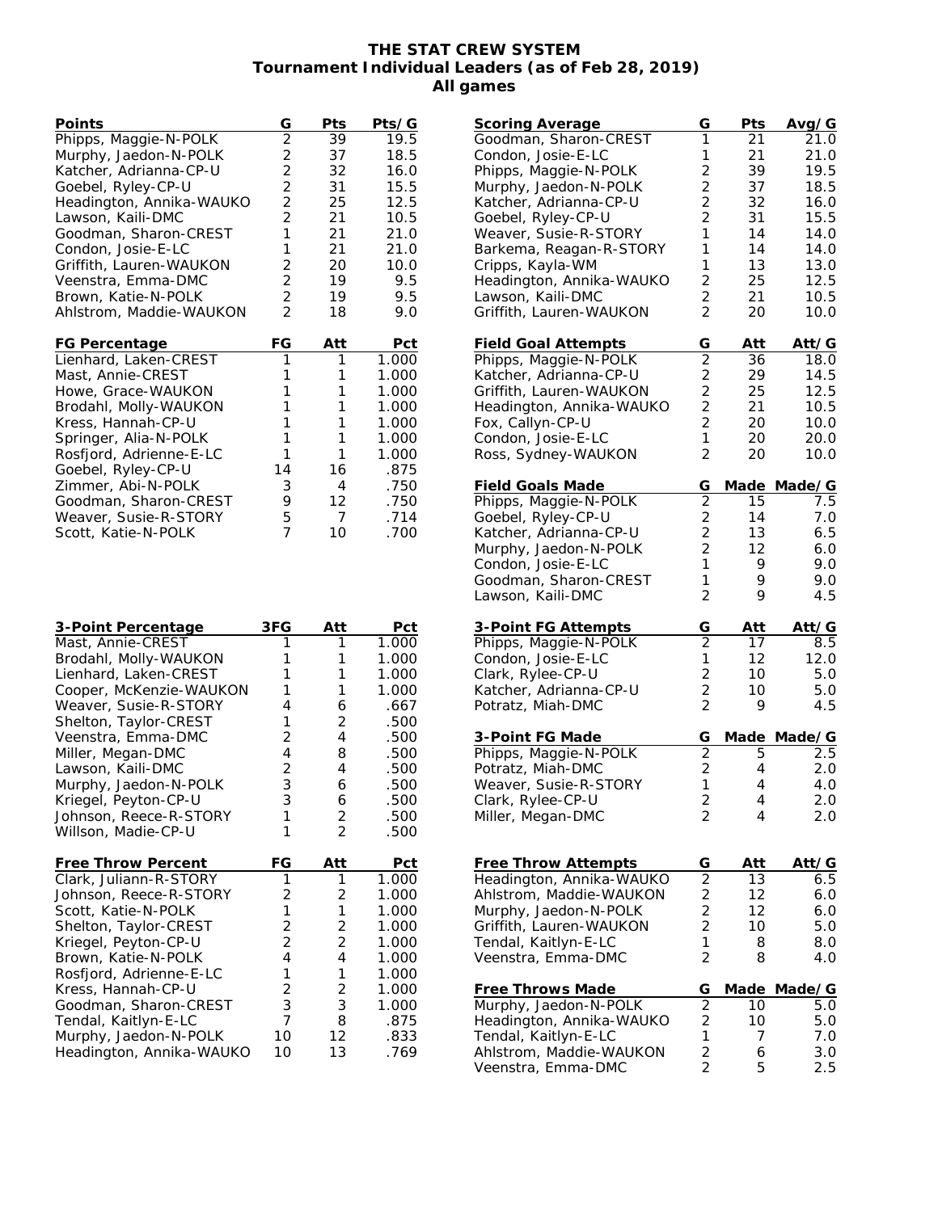# THE STAT CREW SYSTEM
## Tournament Individual Leaders (as of Feb 28, 2019)
### All games

| Points | G | Pts | Pts/G |
|---|---|---|---|
| Phipps, Maggie-N-POLK | 2 | 39 | 19.5 |
| Murphy, Jaedon-N-POLK | 2 | 37 | 18.5 |
| Katcher, Adrianna-CP-U | 2 | 32 | 16.0 |
| Goebel, Ryley-CP-U | 2 | 31 | 15.5 |
| Headington, Annika-WAUKO | 2 | 25 | 12.5 |
| Lawson, Kaili-DMC | 2 | 21 | 10.5 |
| Goodman, Sharon-CREST | 1 | 21 | 21.0 |
| Condon, Josie-E-LC | 1 | 21 | 21.0 |
| Griffith, Lauren-WAUKON | 2 | 20 | 10.0 |
| Veenstra, Emma-DMC | 2 | 19 | 9.5 |
| Brown, Katie-N-POLK | 2 | 19 | 9.5 |
| Ahlstrom, Maddie-WAUKON | 2 | 18 | 9.0 |

| FG Percentage | FG | Att | Pct |
|---|---|---|---|
| Lienhard, Laken-CREST | 1 | 1 | 1.000 |
| Mast, Annie-CREST | 1 | 1 | 1.000 |
| Howe, Grace-WAUKON | 1 | 1 | 1.000 |
| Brodahl, Molly-WAUKON | 1 | 1 | 1.000 |
| Kress, Hannah-CP-U | 1 | 1 | 1.000 |
| Springer, Alia-N-POLK | 1 | 1 | 1.000 |
| Rosfjord, Adrienne-E-LC | 1 | 1 | 1.000 |
| Goebel, Ryley-CP-U | 14 | 16 | .875 |
| Zimmer, Abi-N-POLK | 3 | 4 | .750 |
| Goodman, Sharon-CREST | 9 | 12 | .750 |
| Weaver, Susie-R-STORY | 5 | 7 | .714 |
| Scott, Katie-N-POLK | 7 | 10 | .700 |

| 3-Point Percentage | 3FG | Att | Pct |
|---|---|---|---|
| Mast, Annie-CREST | 1 | 1 | 1.000 |
| Brodahl, Molly-WAUKON | 1 | 1 | 1.000 |
| Lienhard, Laken-CREST | 1 | 1 | 1.000 |
| Cooper, McKenzie-WAUKON | 1 | 1 | 1.000 |
| Weaver, Susie-R-STORY | 4 | 6 | .667 |
| Shelton, Taylor-CREST | 1 | 2 | .500 |
| Veenstra, Emma-DMC | 2 | 4 | .500 |
| Miller, Megan-DMC | 4 | 8 | .500 |
| Lawson, Kaili-DMC | 2 | 4 | .500 |
| Murphy, Jaedon-N-POLK | 3 | 6 | .500 |
| Kriegel, Peyton-CP-U | 3 | 6 | .500 |
| Johnson, Reece-R-STORY | 1 | 2 | .500 |
| Willson, Madie-CP-U | 1 | 2 | .500 |

| Free Throw Percent | FG | Att | Pct |
|---|---|---|---|
| Clark, Juliann-R-STORY | 1 | 1 | 1.000 |
| Johnson, Reece-R-STORY | 2 | 2 | 1.000 |
| Scott, Katie-N-POLK | 1 | 1 | 1.000 |
| Shelton, Taylor-CREST | 2 | 2 | 1.000 |
| Kriegel, Peyton-CP-U | 2 | 2 | 1.000 |
| Brown, Katie-N-POLK | 4 | 4 | 1.000 |
| Rosfjord, Adrienne-E-LC | 1 | 1 | 1.000 |
| Kress, Hannah-CP-U | 2 | 2 | 1.000 |
| Goodman, Sharon-CREST | 3 | 3 | 1.000 |
| Tendal, Kaitlyn-E-LC | 7 | 8 | .875 |
| Murphy, Jaedon-N-POLK | 10 | 12 | .833 |
| Headington, Annika-WAUKO | 10 | 13 | .769 |

| Scoring Average | G | Pts | Avg/G |
|---|---|---|---|
| Goodman, Sharon-CREST | 1 | 21 | 21.0 |
| Condon, Josie-E-LC | 1 | 21 | 21.0 |
| Phipps, Maggie-N-POLK | 2 | 39 | 19.5 |
| Murphy, Jaedon-N-POLK | 2 | 37 | 18.5 |
| Katcher, Adrianna-CP-U | 2 | 32 | 16.0 |
| Goebel, Ryley-CP-U | 2 | 31 | 15.5 |
| Weaver, Susie-R-STORY | 1 | 14 | 14.0 |
| Barkema, Reagan-R-STORY | 1 | 14 | 14.0 |
| Cripps, Kayla-WM | 1 | 13 | 13.0 |
| Headington, Annika-WAUKO | 2 | 25 | 12.5 |
| Lawson, Kaili-DMC | 2 | 21 | 10.5 |
| Griffith, Lauren-WAUKON | 2 | 20 | 10.0 |

| Field Goal Attempts | G | Att | Att/G |
|---|---|---|---|
| Phipps, Maggie-N-POLK | 2 | 36 | 18.0 |
| Katcher, Adrianna-CP-U | 2 | 29 | 14.5 |
| Griffith, Lauren-WAUKON | 2 | 25 | 12.5 |
| Headington, Annika-WAUKO | 2 | 21 | 10.5 |
| Fox, Callyn-CP-U | 2 | 20 | 10.0 |
| Condon, Josie-E-LC | 1 | 20 | 20.0 |
| Ross, Sydney-WAUKON | 2 | 20 | 10.0 |

| Field Goals Made | G | Made | Made/G |
|---|---|---|---|
| Phipps, Maggie-N-POLK | 2 | 15 | 7.5 |
| Goebel, Ryley-CP-U | 2 | 14 | 7.0 |
| Katcher, Adrianna-CP-U | 2 | 13 | 6.5 |
| Murphy, Jaedon-N-POLK | 2 | 12 | 6.0 |
| Condon, Josie-E-LC | 1 | 9 | 9.0 |
| Goodman, Sharon-CREST | 1 | 9 | 9.0 |
| Lawson, Kaili-DMC | 2 | 9 | 4.5 |

| 3-Point FG Attempts | G | Att | Att/G |
|---|---|---|---|
| Phipps, Maggie-N-POLK | 2 | 17 | 8.5 |
| Condon, Josie-E-LC | 1 | 12 | 12.0 |
| Clark, Rylee-CP-U | 2 | 10 | 5.0 |
| Katcher, Adrianna-CP-U | 2 | 10 | 5.0 |
| Potratz, Miah-DMC | 2 | 9 | 4.5 |

| 3-Point FG Made | G | Made | Made/G |
|---|---|---|---|
| Phipps, Maggie-N-POLK | 2 | 5 | 2.5 |
| Potratz, Miah-DMC | 2 | 4 | 2.0 |
| Weaver, Susie-R-STORY | 1 | 4 | 4.0 |
| Clark, Rylee-CP-U | 2 | 4 | 2.0 |
| Miller, Megan-DMC | 2 | 4 | 2.0 |

| Free Throw Attempts | G | Att | Att/G |
|---|---|---|---|
| Headington, Annika-WAUKO | 2 | 13 | 6.5 |
| Ahlstrom, Maddie-WAUKON | 2 | 12 | 6.0 |
| Murphy, Jaedon-N-POLK | 2 | 12 | 6.0 |
| Griffith, Lauren-WAUKON | 2 | 10 | 5.0 |
| Tendal, Kaitlyn-E-LC | 1 | 8 | 8.0 |
| Veenstra, Emma-DMC | 2 | 8 | 4.0 |

| Free Throws Made | G | Made | Made/G |
|---|---|---|---|
| Murphy, Jaedon-N-POLK | 2 | 10 | 5.0 |
| Headington, Annika-WAUKO | 2 | 10 | 5.0 |
| Tendal, Kaitlyn-E-LC | 1 | 7 | 7.0 |
| Ahlstrom, Maddie-WAUKON | 2 | 6 | 3.0 |
| Veenstra, Emma-DMC | 2 | 5 | 2.5 |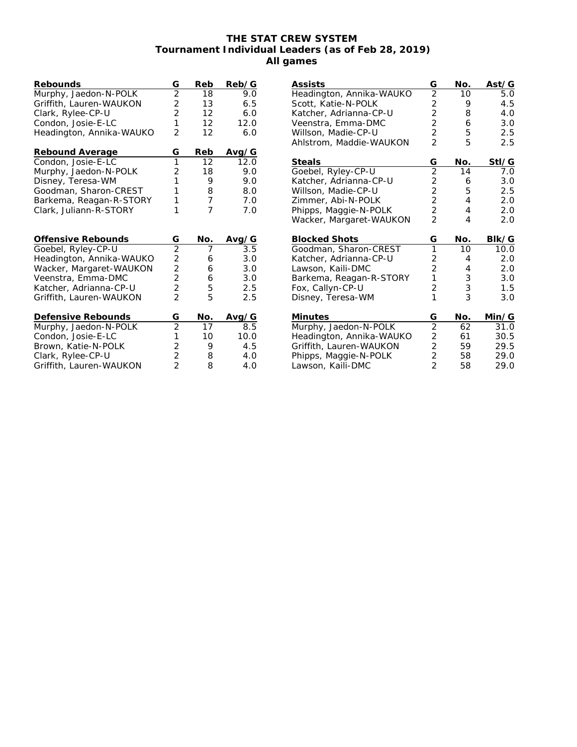# THE STAT CREW SYSTEM
## Tournament Individual Leaders (as of Feb 28, 2019)
### All games

| Rebounds | G | Reb | Reb/G |
|---|---|---|---|
| Murphy, Jaedon-N-POLK | 2 | 18 | 9.0 |
| Griffith, Lauren-WAUKON | 2 | 13 | 6.5 |
| Clark, Rylee-CP-U | 2 | 12 | 6.0 |
| Condon, Josie-E-LC | 1 | 12 | 12.0 |
| Headington, Annika-WAUKO | 2 | 12 | 6.0 |

| Rebound Average | G | Reb | Avg/G |
|---|---|---|---|
| Condon, Josie-E-LC | 1 | 12 | 12.0 |
| Murphy, Jaedon-N-POLK | 2 | 18 | 9.0 |
| Disney, Teresa-WM | 1 | 9 | 9.0 |
| Goodman, Sharon-CREST | 1 | 8 | 8.0 |
| Barkema, Reagan-R-STORY | 1 | 7 | 7.0 |
| Clark, Juliann-R-STORY | 1 | 7 | 7.0 |

| Offensive Rebounds | G | No. | Avg/G |
|---|---|---|---|
| Goebel, Ryley-CP-U | 2 | 7 | 3.5 |
| Headington, Annika-WAUKO | 2 | 6 | 3.0 |
| Wacker, Margaret-WAUKON | 2 | 6 | 3.0 |
| Veenstra, Emma-DMC | 2 | 6 | 3.0 |
| Katcher, Adrianna-CP-U | 2 | 5 | 2.5 |
| Griffith, Lauren-WAUKON | 2 | 5 | 2.5 |

| Defensive Rebounds | G | No. | Avg/G |
|---|---|---|---|
| Murphy, Jaedon-N-POLK | 2 | 17 | 8.5 |
| Condon, Josie-E-LC | 1 | 10 | 10.0 |
| Brown, Katie-N-POLK | 2 | 9 | 4.5 |
| Clark, Rylee-CP-U | 2 | 8 | 4.0 |
| Griffith, Lauren-WAUKON | 2 | 8 | 4.0 |

| Assists | G | No. | Ast/G |
|---|---|---|---|
| Headington, Annika-WAUKO | 2 | 10 | 5.0 |
| Scott, Katie-N-POLK | 2 | 9 | 4.5 |
| Katcher, Adrianna-CP-U | 2 | 8 | 4.0 |
| Veenstra, Emma-DMC | 2 | 6 | 3.0 |
| Willson, Madie-CP-U | 2 | 5 | 2.5 |
| Ahlstrom, Maddie-WAUKON | 2 | 5 | 2.5 |

| Steals | G | No. | Stl/G |
|---|---|---|---|
| Goebel, Ryley-CP-U | 2 | 14 | 7.0 |
| Katcher, Adrianna-CP-U | 2 | 6 | 3.0 |
| Willson, Madie-CP-U | 2 | 5 | 2.5 |
| Zimmer, Abi-N-POLK | 2 | 4 | 2.0 |
| Phipps, Maggie-N-POLK | 2 | 4 | 2.0 |
| Wacker, Margaret-WAUKON | 2 | 4 | 2.0 |

| Blocked Shots | G | No. | Blk/G |
|---|---|---|---|
| Goodman, Sharon-CREST | 1 | 10 | 10.0 |
| Katcher, Adrianna-CP-U | 2 | 4 | 2.0 |
| Lawson, Kaili-DMC | 2 | 4 | 2.0 |
| Barkema, Reagan-R-STORY | 1 | 3 | 3.0 |
| Fox, Callyn-CP-U | 2 | 3 | 1.5 |
| Disney, Teresa-WM | 1 | 3 | 3.0 |

| Minutes | G | No. | Min/G |
|---|---|---|---|
| Murphy, Jaedon-N-POLK | 2 | 62 | 31.0 |
| Headington, Annika-WAUKO | 2 | 61 | 30.5 |
| Griffith, Lauren-WAUKON | 2 | 59 | 29.5 |
| Phipps, Maggie-N-POLK | 2 | 58 | 29.0 |
| Lawson, Kaili-DMC | 2 | 58 | 29.0 |